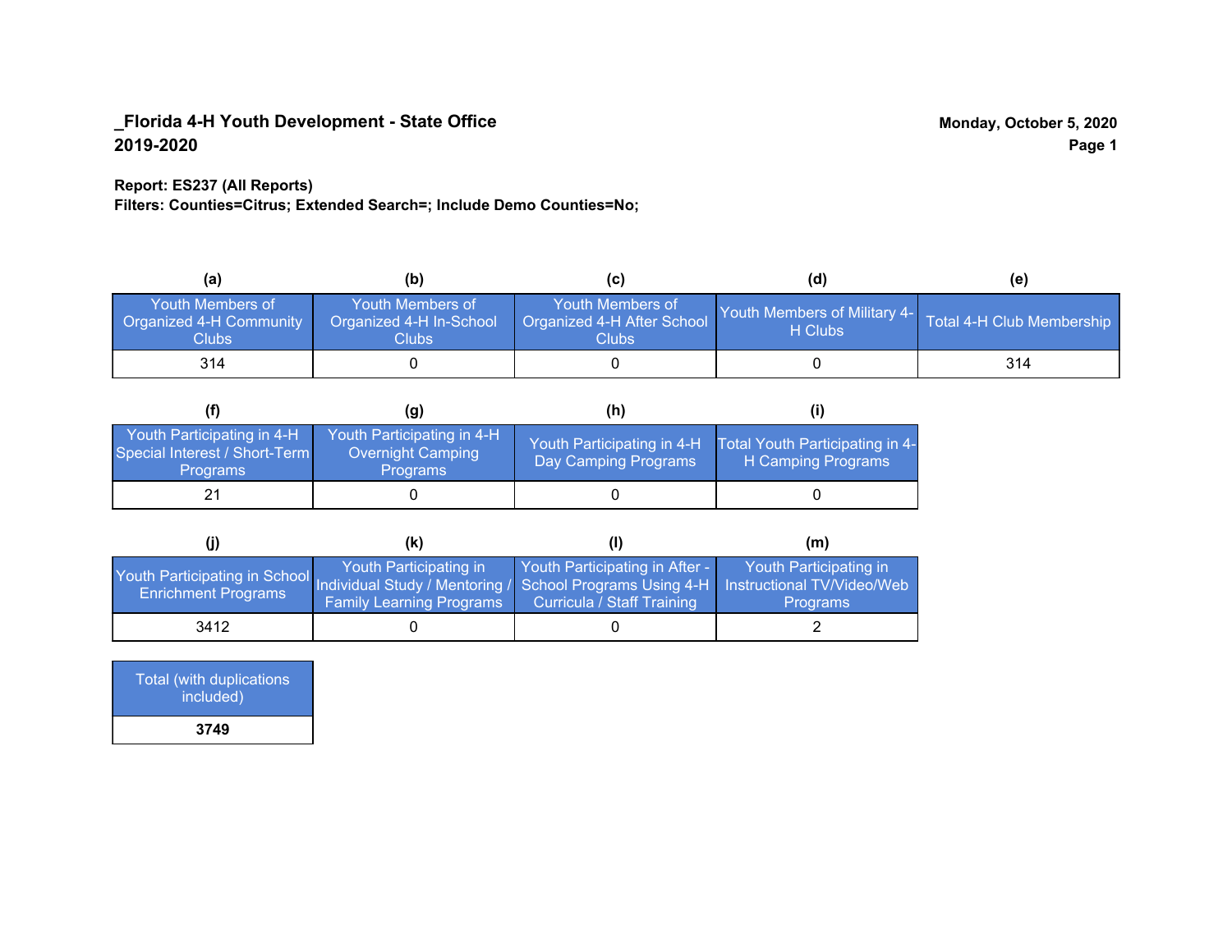**_Florida 4-H Youth Development - State Office**
**2019-2020**

**Monday, October 5, 2020**

**Report: ES237 (All Reports)**
**Filters: Counties=Citrus; Extended Search=; Include Demo Counties=No;**

| (a) | (b) | (c) | (d) | (e) |
|---|---|---|---|---|
| Youth Members of Organized 4-H Community Clubs | Youth Members of Organized 4-H In-School Clubs | Youth Members of Organized 4-H After School Clubs | Youth Members of Military 4-H Clubs | Total 4-H Club Membership |
| 314 | 0 | 0 | 0 | 314 |

| (f) | (g) | (h) | (i) |
|---|---|---|---|
| Youth Participating in 4-H Special Interest / Short-Term Programs | Youth Participating in 4-H Overnight Camping Programs | Youth Participating in 4-H Day Camping Programs | Total Youth Participating in 4-H Camping Programs |
| 21 | 0 | 0 | 0 |

| (j) | (k) | (l) | (m) |
|---|---|---|---|
| Youth Participating in School Enrichment Programs | Youth Participating in Individual Study / Mentoring / Family Learning Programs | Youth Participating in After - School Programs Using 4-H Curricula / Staff Training | Youth Participating in Instructional TV/Video/Web Programs |
| 3412 | 0 | 0 | 2 |

| Total (with duplications included) |
|---|
| **3749** |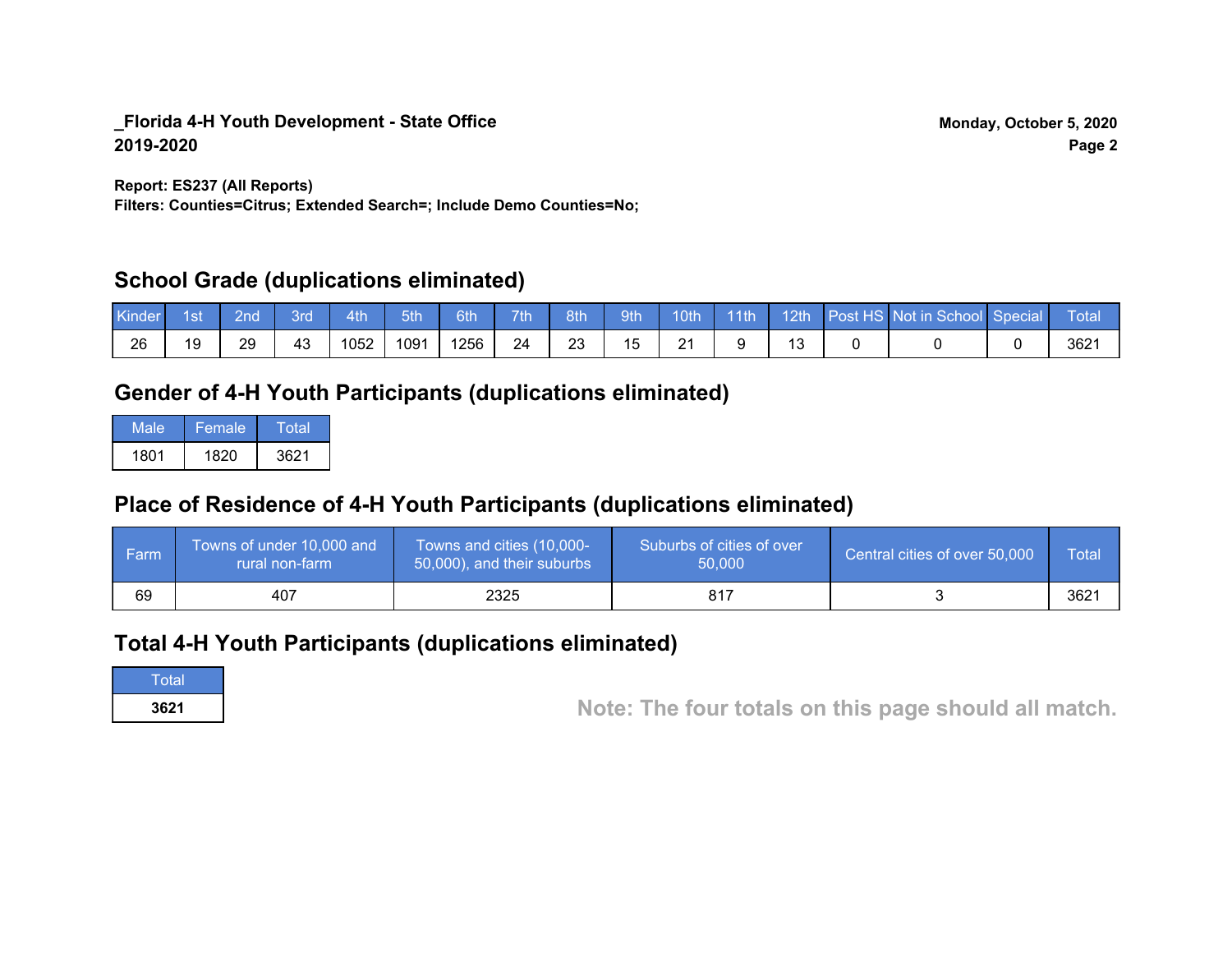**_Florida 4-H Youth Development - State Office**
**2019-2020**

**Monday, October 5, 2020**

**Report: ES237 (All Reports)**
**Filters: Counties=Citrus; Extended Search=; Include Demo Counties=No;**

## School Grade (duplications eliminated)

| Kinder | 1st | 2nd | 3rd | 4th | 5th | 6th | 7th | 8th | 9th | 10th | 11th | 12th | Post HS | Not in School | Special | Total |
|---|---|---|---|---|---|---|---|---|---|---|---|---|---|---|---|---|
| 26 | 19 | 29 | 43 | 1052 | 1091 | 1256 | 24 | 23 | 15 | 21 | 9 | 13 | 0 | 0 | 0 | 3621 |

## Gender of 4-H Youth Participants (duplications eliminated)

| Male | Female | Total |
|---|---|---|
| 1801 | 1820 | 3621 |

## Place of Residence of 4-H Youth Participants (duplications eliminated)

| Farm | Towns of under 10,000 and rural non-farm | Towns and cities (10,000-50,000), and their suburbs | Suburbs of cities of over 50,000 | Central cities of over 50,000 | Total |
|---|---|---|---|---|---|
| 69 | 407 | 2325 | 817 | 3 | 3621 |

## Total 4-H Youth Participants (duplications eliminated)

| Total |
|---|
| **3621** |

**Note: The four totals on this page should all match.**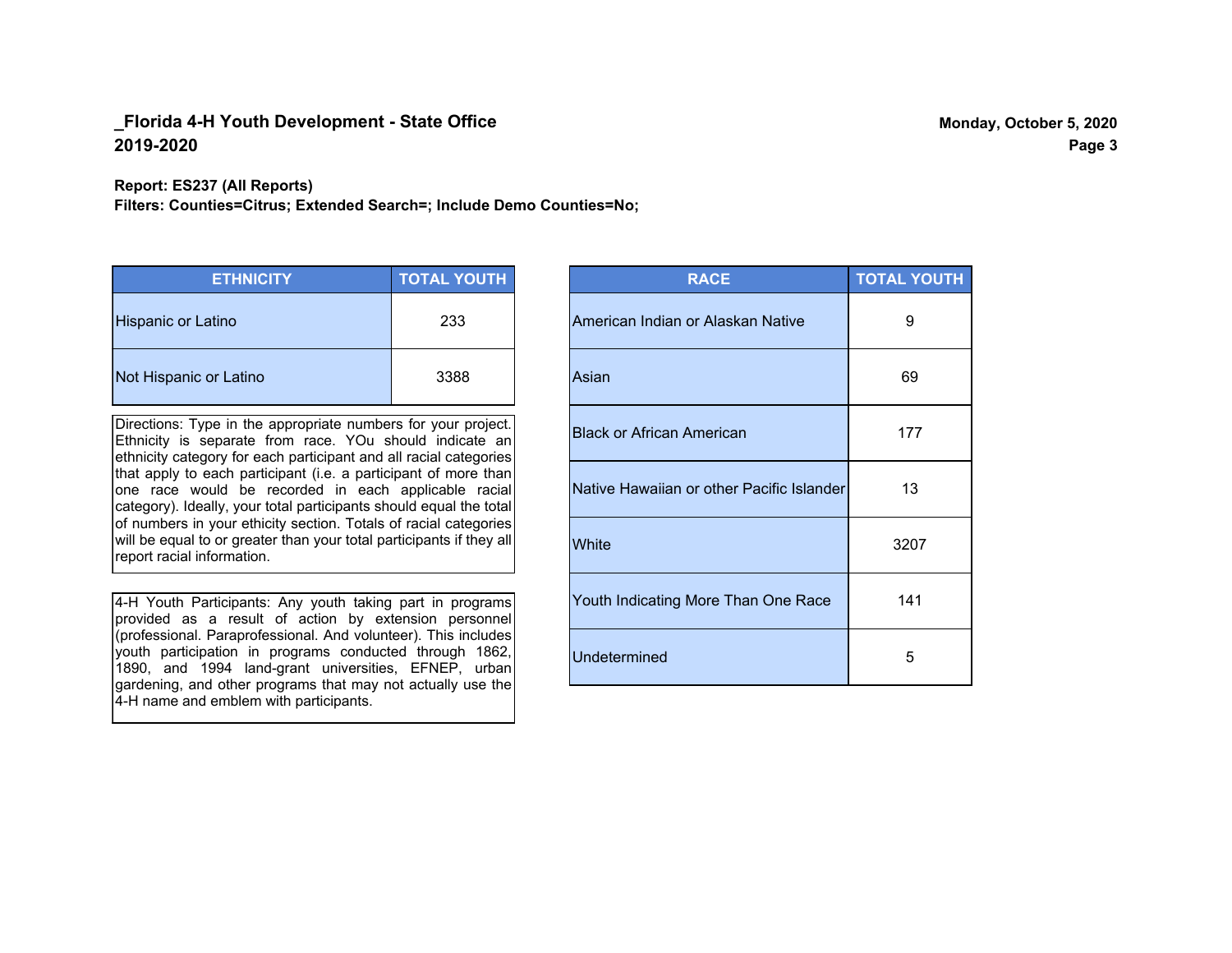## _Florida 4-H Youth Development - State Office
## 2019-2020

Monday, October 5, 2020

**Report: ES237 (All Reports)**
**Filters: Counties=Citrus; Extended Search=; Include Demo Counties=No;**

| ETHNICITY | TOTAL YOUTH |
|---|---|
| Hispanic or Latino | 233 |
| Not Hispanic or Latino | 3388 |

Directions: Type in the appropriate numbers for your project. Ethnicity is separate from race. YOu should indicate an ethnicity category for each participant and all racial categories that apply to each participant (i.e. a participant of more than one race would be recorded in each applicable racial category). Ideally, your total participants should equal the total of numbers in your ethicity section. Totals of racial categories will be equal to or greater than your total participants if they all report racial information.

4-H Youth Participants: Any youth taking part in programs provided as a result of action by extension personnel (professional. Paraprofessional. And volunteer). This includes youth participation in programs conducted through 1862, 1890, and 1994 land-grant universities, EFNEP, urban gardening, and other programs that may not actually use the 4-H name and emblem with participants.

| RACE | TOTAL YOUTH |
|---|---|
| American Indian or Alaskan Native | 9 |
| Asian | 69 |
| Black or African American | 177 |
| Native Hawaiian or other Pacific Islander | 13 |
| White | 3207 |
| Youth Indicating More Than One Race | 141 |
| Undetermined | 5 |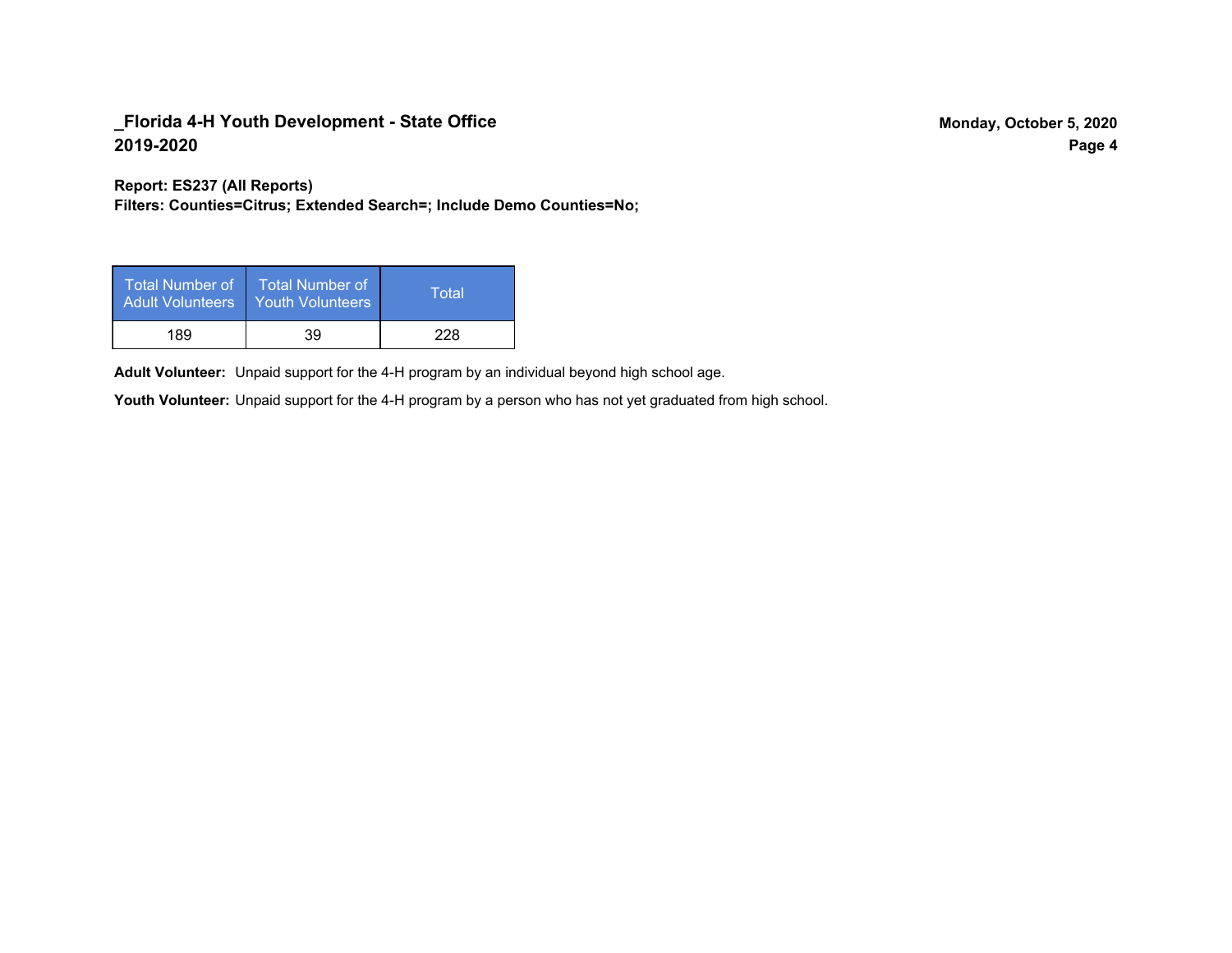**_Florida 4-H Youth Development - State Office**
**2019-2020**

**Monday, October 5, 2020**

**Report: ES237 (All Reports)**
**Filters: Counties=Citrus; Extended Search=; Include Demo Counties=No;**

| Total Number of Adult Volunteers | Total Number of Youth Volunteers | Total |
|---|---|---|
| 189 | 39 | 228 |

**Adult Volunteer:** Unpaid support for the 4-H program by an individual beyond high school age.

**Youth Volunteer:** Unpaid support for the 4-H program by a person who has not yet graduated from high school.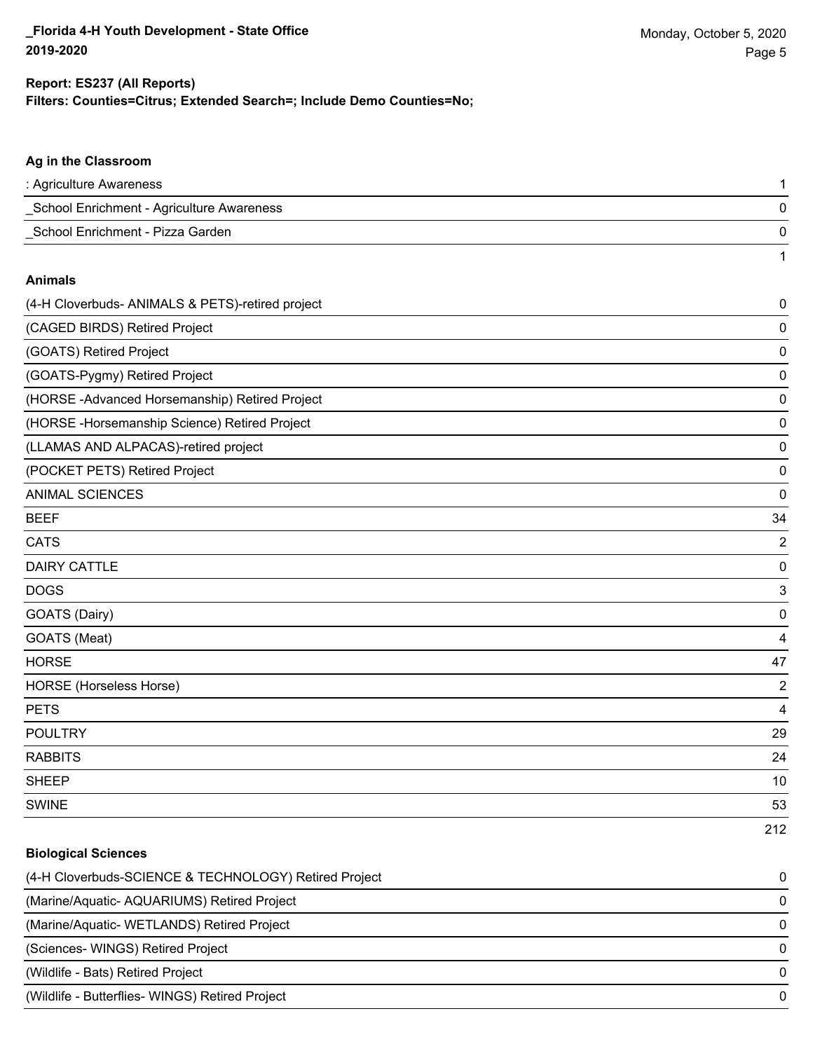## Ag in the Classroom

| | |
|---|---|
| : Agriculture Awareness | 1 |
| _School Enrichment - Agriculture Awareness | 0 |
| _School Enrichment - Pizza Garden | 0 |
| | 1 |

## Animals

| | |
|---|---|
| (4-H Cloverbuds- ANIMALS & PETS)-retired project | 0 |
| (CAGED BIRDS) Retired Project | 0 |
| (GOATS) Retired Project | 0 |
| (GOATS-Pygmy) Retired Project | 0 |
| (HORSE -Advanced Horsemanship) Retired Project | 0 |
| (HORSE -Horsemanship Science) Retired Project | 0 |
| (LLAMAS AND ALPACAS)-retired project | 0 |
| (POCKET PETS) Retired Project | 0 |
| ANIMAL SCIENCES | 0 |
| BEEF | 34 |
| CATS | 2 |
| DAIRY CATTLE | 0 |
| DOGS | 3 |
| GOATS (Dairy) | 0 |
| GOATS (Meat) | 4 |
| HORSE | 47 |
| HORSE (Horseless Horse) | 2 |
| PETS | 4 |
| POULTRY | 29 |
| RABBITS | 24 |
| SHEEP | 10 |
| SWINE | 53 |
| | 212 |

## Biological Sciences

| | |
|---|---|
| (4-H Cloverbuds-SCIENCE & TECHNOLOGY) Retired Project | 0 |
| (Marine/Aquatic- AQUARIUMS) Retired Project | 0 |
| (Marine/Aquatic- WETLANDS) Retired Project | 0 |
| (Sciences- WINGS) Retired Project | 0 |
| (Wildlife - Bats) Retired Project | 0 |
| (Wildlife - Butterflies- WINGS) Retired Project | 0 |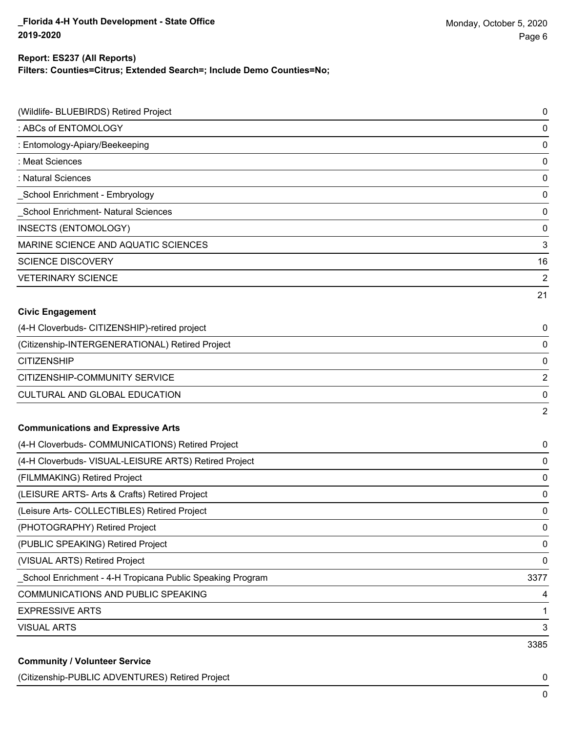**Report: ES237 (All Reports)**
**Filters: Counties=Citrus; Extended Search=; Include Demo Counties=No;**

| | |
|---|---|
| (Wildlife- BLUEBIRDS) Retired Project | 0 |
| : ABCs of ENTOMOLOGY | 0 |
| : Entomology-Apiary/Beekeeping | 0 |
| : Meat Sciences | 0 |
| : Natural Sciences | 0 |
| _School Enrichment - Embryology | 0 |
| _School Enrichment- Natural Sciences | 0 |
| INSECTS (ENTOMOLOGY) | 0 |
| MARINE SCIENCE AND AQUATIC SCIENCES | 3 |
| SCIENCE DISCOVERY | 16 |
| VETERINARY SCIENCE | 2 |
| | 21 |

**Civic Engagement**

| | |
|---|---|
| (4-H Cloverbuds- CITIZENSHIP)-retired project | 0 |
| (Citizenship-INTERGENERATIONAL) Retired Project | 0 |
| CITIZENSHIP | 0 |
| CITIZENSHIP-COMMUNITY SERVICE | 2 |
| CULTURAL AND GLOBAL EDUCATION | 0 |
| | 2 |

**Communications and Expressive Arts**

| | |
|---|---|
| (4-H Cloverbuds- COMMUNICATIONS) Retired Project | 0 |
| (4-H Cloverbuds- VISUAL-LEISURE ARTS) Retired Project | 0 |
| (FILMMAKING) Retired Project | 0 |
| (LEISURE ARTS- Arts & Crafts) Retired Project | 0 |
| (Leisure Arts- COLLECTIBLES) Retired Project | 0 |
| (PHOTOGRAPHY) Retired Project | 0 |
| (PUBLIC SPEAKING) Retired Project | 0 |
| (VISUAL ARTS) Retired Project | 0 |
| _School Enrichment - 4-H Tropicana Public Speaking Program | 3377 |
| COMMUNICATIONS AND PUBLIC SPEAKING | 4 |
| EXPRESSIVE ARTS | 1 |
| VISUAL ARTS | 3 |
| | 3385 |

**Community / Volunteer Service**

| | |
|---|---|
| (Citizenship-PUBLIC ADVENTURES) Retired Project | 0 |
| | 0 |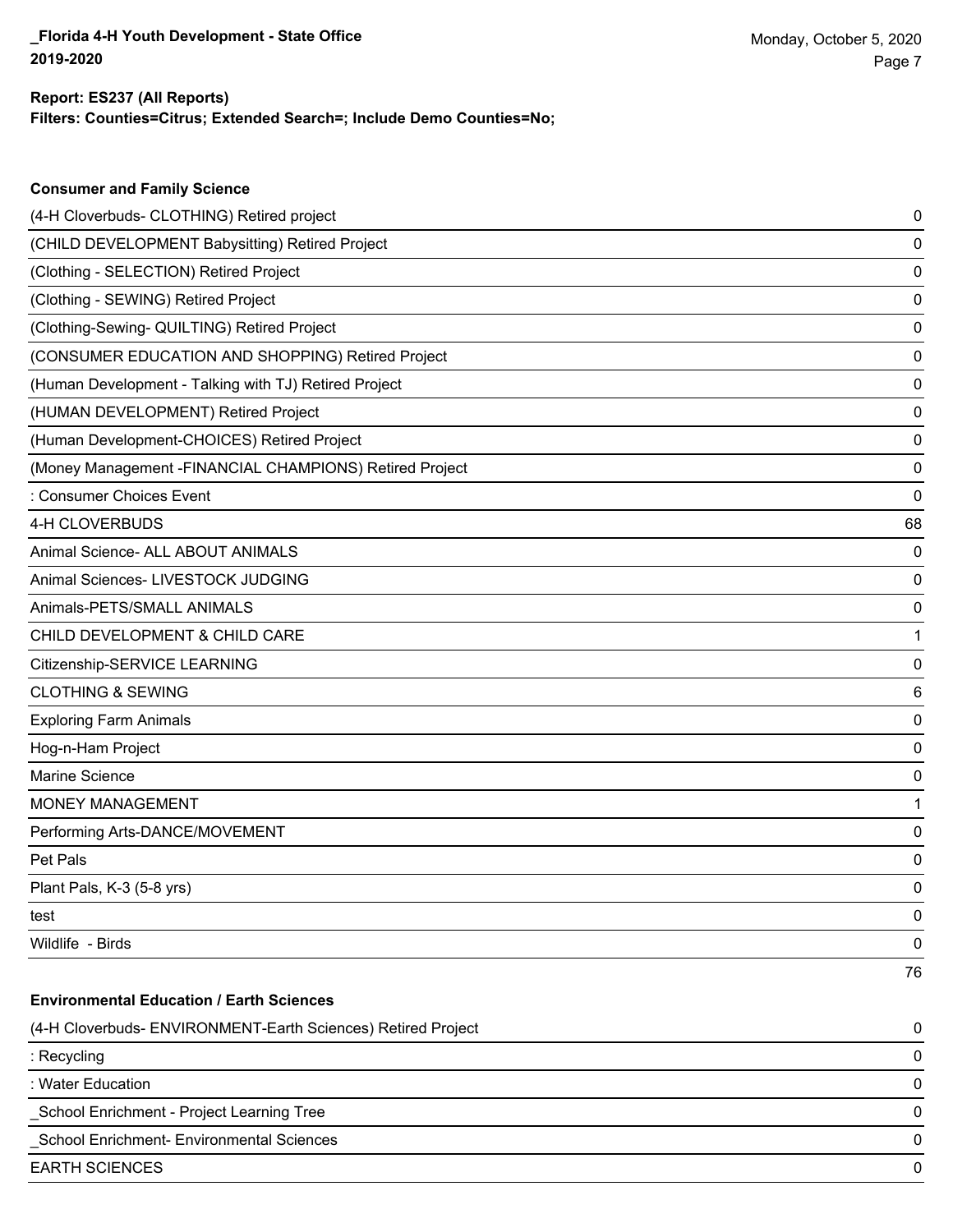**Report: ES237 (All Reports)**
**Filters: Counties=Citrus; Extended Search=; Include Demo Counties=No;**

### Consumer and Family Science

| | |
|---|---|
| (4-H Cloverbuds- CLOTHING) Retired project | 0 |
| (CHILD DEVELOPMENT Babysitting) Retired Project | 0 |
| (Clothing - SELECTION) Retired Project | 0 |
| (Clothing - SEWING) Retired Project | 0 |
| (Clothing-Sewing- QUILTING) Retired Project | 0 |
| (CONSUMER EDUCATION AND SHOPPING) Retired Project | 0 |
| (Human Development - Talking with TJ) Retired Project | 0 |
| (HUMAN DEVELOPMENT) Retired Project | 0 |
| (Human Development-CHOICES) Retired Project | 0 |
| (Money Management -FINANCIAL CHAMPIONS) Retired Project | 0 |
| : Consumer Choices Event | 0 |
| 4-H CLOVERBUDS | 68 |
| Animal Science- ALL ABOUT ANIMALS | 0 |
| Animal Sciences- LIVESTOCK JUDGING | 0 |
| Animals-PETS/SMALL ANIMALS | 0 |
| CHILD DEVELOPMENT & CHILD CARE | 1 |
| Citizenship-SERVICE LEARNING | 0 |
| CLOTHING & SEWING | 6 |
| Exploring Farm Animals | 0 |
| Hog-n-Ham Project | 0 |
| Marine Science | 0 |
| MONEY MANAGEMENT | 1 |
| Performing Arts-DANCE/MOVEMENT | 0 |
| Pet Pals | 0 |
| Plant Pals, K-3 (5-8 yrs) | 0 |
| test | 0 |
| Wildlife - Birds | 0 |
| | 76 |

### Environmental Education / Earth Sciences

| | |
|---|---|
| (4-H Cloverbuds- ENVIRONMENT-Earth Sciences) Retired Project | 0 |
| : Recycling | 0 |
| : Water Education | 0 |
| _School Enrichment - Project Learning Tree | 0 |
| _School Enrichment- Environmental Sciences | 0 |
| EARTH SCIENCES | 0 |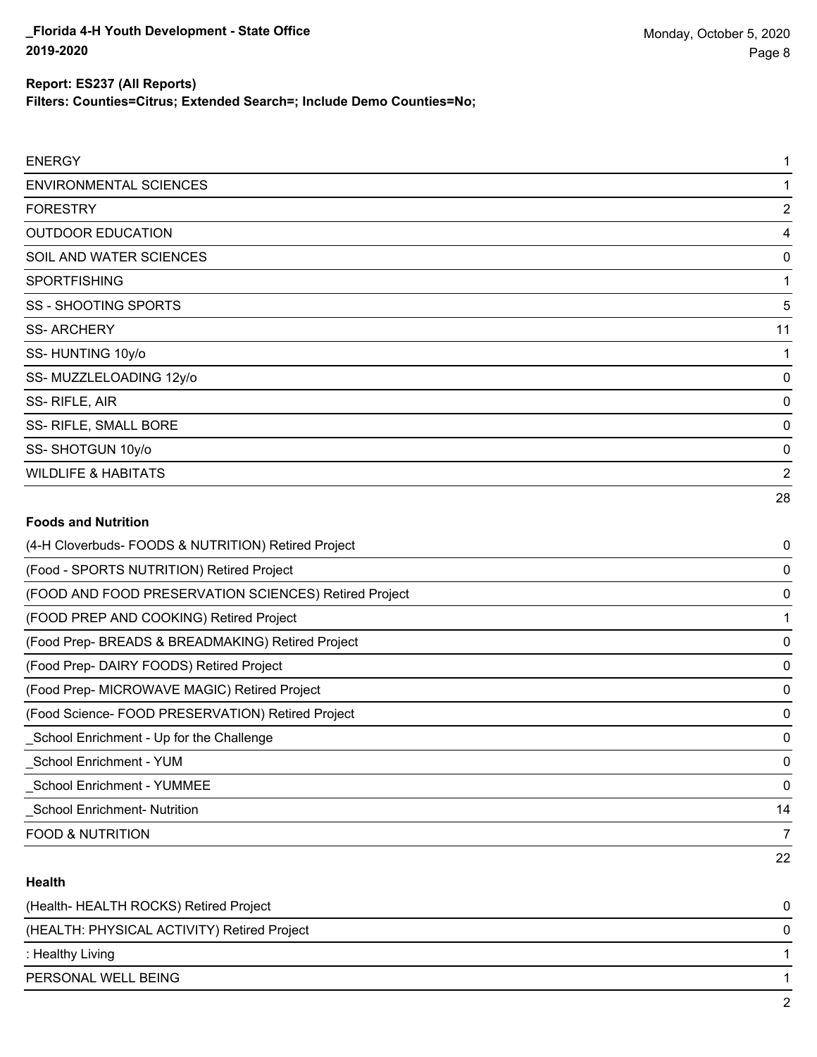**Report: ES237 (All Reports)**
**Filters: Counties=Citrus; Extended Search=; Include Demo Counties=No;**

| | |
|---|---|
| ENERGY | 1 |
| ENVIRONMENTAL SCIENCES | 1 |
| FORESTRY | 2 |
| OUTDOOR EDUCATION | 4 |
| SOIL AND WATER SCIENCES | 0 |
| SPORTFISHING | 1 |
| SS - SHOOTING SPORTS | 5 |
| SS- ARCHERY | 11 |
| SS- HUNTING 10y/o | 1 |
| SS- MUZZLELOADING 12y/o | 0 |
| SS- RIFLE, AIR | 0 |
| SS- RIFLE, SMALL BORE | 0 |
| SS- SHOTGUN 10y/o | 0 |
| WILDLIFE & HABITATS | 2 |
| | 28 |

**Foods and Nutrition**

| | |
|---|---|
| (4-H Cloverbuds- FOODS & NUTRITION) Retired Project | 0 |
| (Food - SPORTS NUTRITION) Retired Project | 0 |
| (FOOD AND FOOD PRESERVATION SCIENCES) Retired Project | 0 |
| (FOOD PREP AND COOKING) Retired Project | 1 |
| (Food Prep- BREADS & BREADMAKING) Retired Project | 0 |
| (Food Prep- DAIRY FOODS) Retired Project | 0 |
| (Food Prep- MICROWAVE MAGIC) Retired Project | 0 |
| (Food Science- FOOD PRESERVATION) Retired Project | 0 |
| _School Enrichment - Up for the Challenge | 0 |
| _School Enrichment - YUM | 0 |
| _School Enrichment - YUMMEE | 0 |
| _School Enrichment- Nutrition | 14 |
| FOOD & NUTRITION | 7 |
| | 22 |

**Health**

| | |
|---|---|
| (Health- HEALTH ROCKS) Retired Project | 0 |
| (HEALTH: PHYSICAL ACTIVITY) Retired Project | 0 |
| : Healthy Living | 1 |
| PERSONAL WELL BEING | 1 |
| | 2 |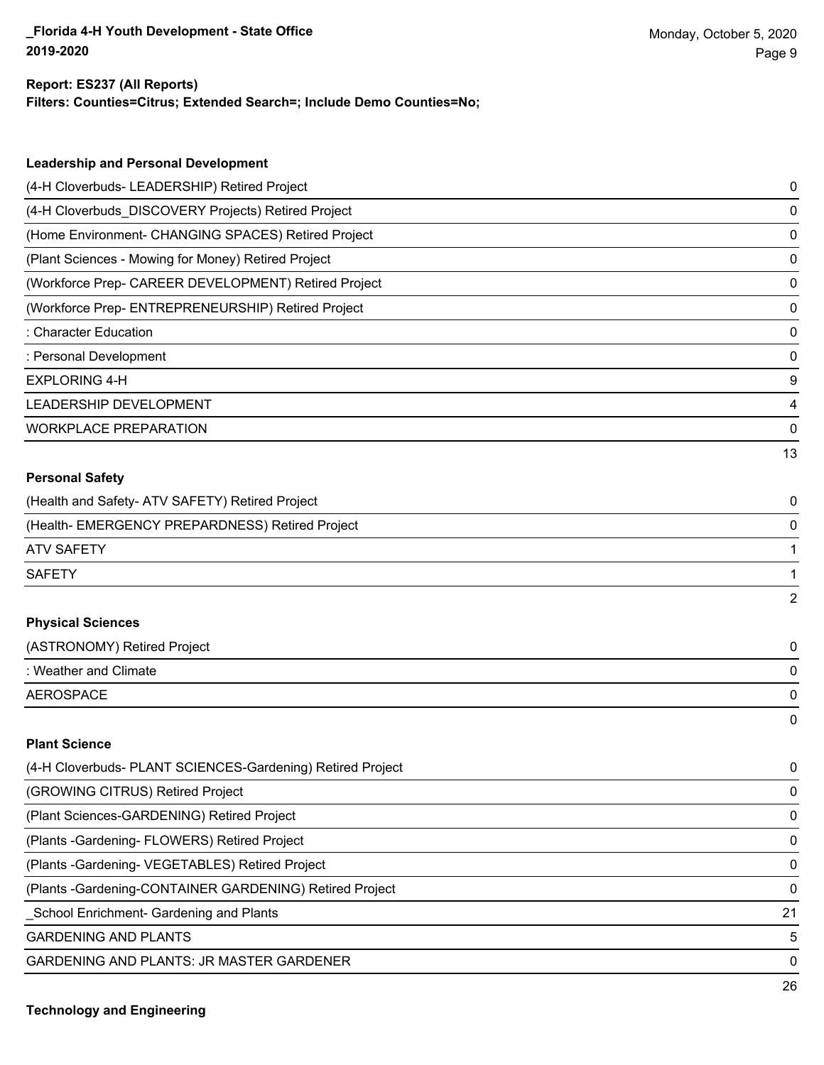**Report: ES237 (All Reports)**
**Filters: Counties=Citrus; Extended Search=; Include Demo Counties=No;**

### Leadership and Personal Development

| | |
|---|---|
| (4-H Cloverbuds- LEADERSHIP) Retired Project | 0 |
| (4-H Cloverbuds_DISCOVERY Projects) Retired Project | 0 |
| (Home Environment- CHANGING SPACES) Retired Project | 0 |
| (Plant Sciences - Mowing for Money) Retired Project | 0 |
| (Workforce Prep- CAREER DEVELOPMENT) Retired Project | 0 |
| (Workforce Prep- ENTREPRENEURSHIP) Retired Project | 0 |
| : Character Education | 0 |
| : Personal Development | 0 |
| EXPLORING 4-H | 9 |
| LEADERSHIP DEVELOPMENT | 4 |
| WORKPLACE PREPARATION | 0 |
| | 13 |

### Personal Safety

| | |
|---|---|
| (Health and Safety- ATV SAFETY) Retired Project | 0 |
| (Health- EMERGENCY PREPARDNESS) Retired Project | 0 |
| ATV SAFETY | 1 |
| SAFETY | 1 |
| | 2 |

### Physical Sciences

| | |
|---|---|
| (ASTRONOMY) Retired Project | 0 |
| : Weather and Climate | 0 |
| AEROSPACE | 0 |
| | 0 |

### Plant Science

| | |
|---|---|
| (4-H Cloverbuds- PLANT SCIENCES-Gardening) Retired Project | 0 |
| (GROWING CITRUS) Retired Project | 0 |
| (Plant Sciences-GARDENING) Retired Project | 0 |
| (Plants -Gardening- FLOWERS) Retired Project | 0 |
| (Plants -Gardening- VEGETABLES) Retired Project | 0 |
| (Plants -Gardening-CONTAINER GARDENING) Retired Project | 0 |
| _School Enrichment- Gardening and Plants | 21 |
| GARDENING AND PLANTS | 5 |
| GARDENING AND PLANTS: JR MASTER GARDENER | 0 |
| | 26 |

### Technology and Engineering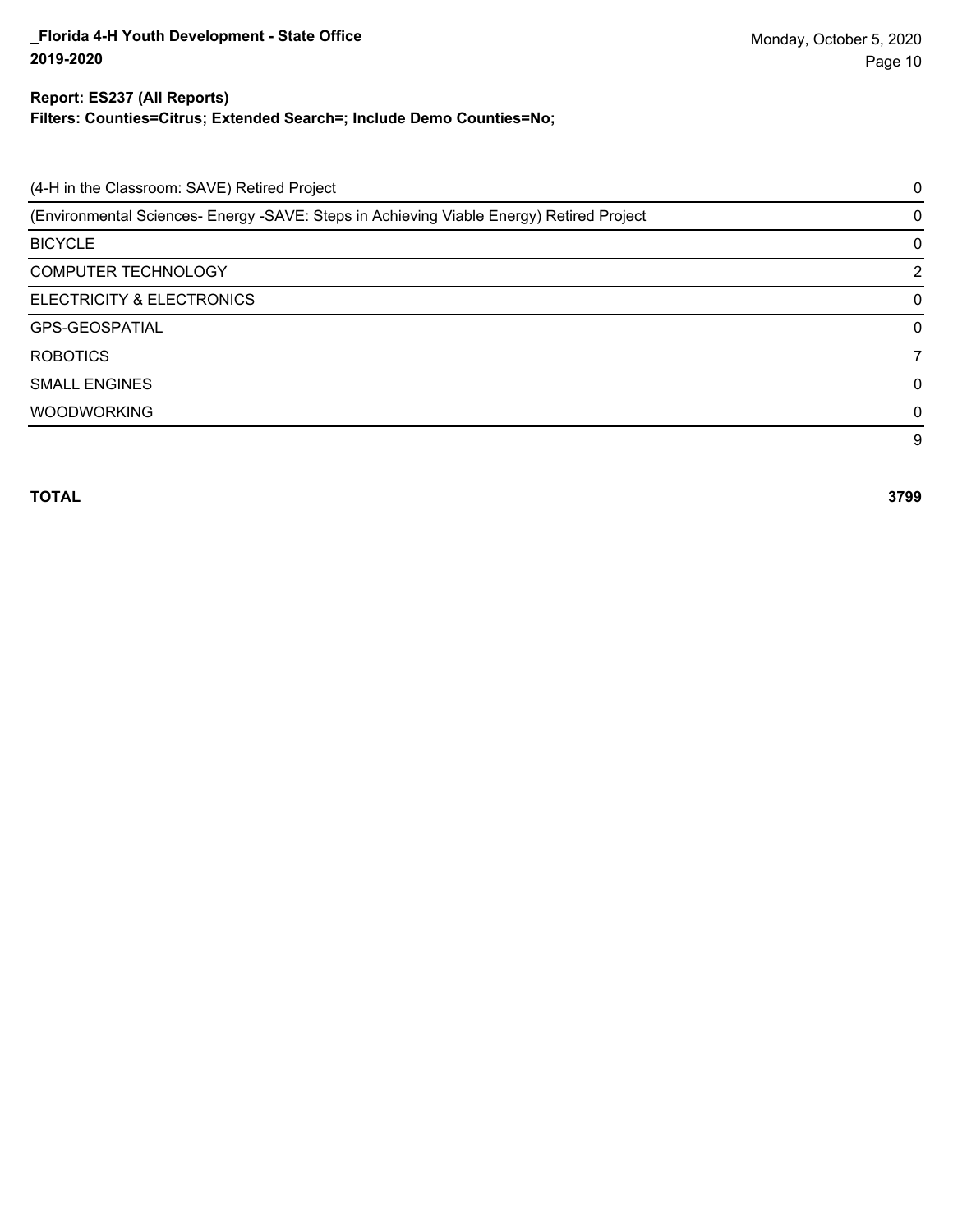**Report: ES237 (All Reports)**
**Filters: Counties=Citrus; Extended Search=; Include Demo Counties=No;**

| | |
|---|---|
| (4-H in the Classroom: SAVE) Retired Project | 0 |
| (Environmental Sciences- Energy -SAVE: Steps in Achieving Viable Energy) Retired Project | 0 |
| BICYCLE | 0 |
| COMPUTER TECHNOLOGY | 2 |
| ELECTRICITY & ELECTRONICS | 0 |
| GPS-GEOSPATIAL | 0 |
| ROBOTICS | 7 |
| SMALL ENGINES | 0 |
| WOODWORKING | 0 |
| | 9 |

**TOTAL** **3799**